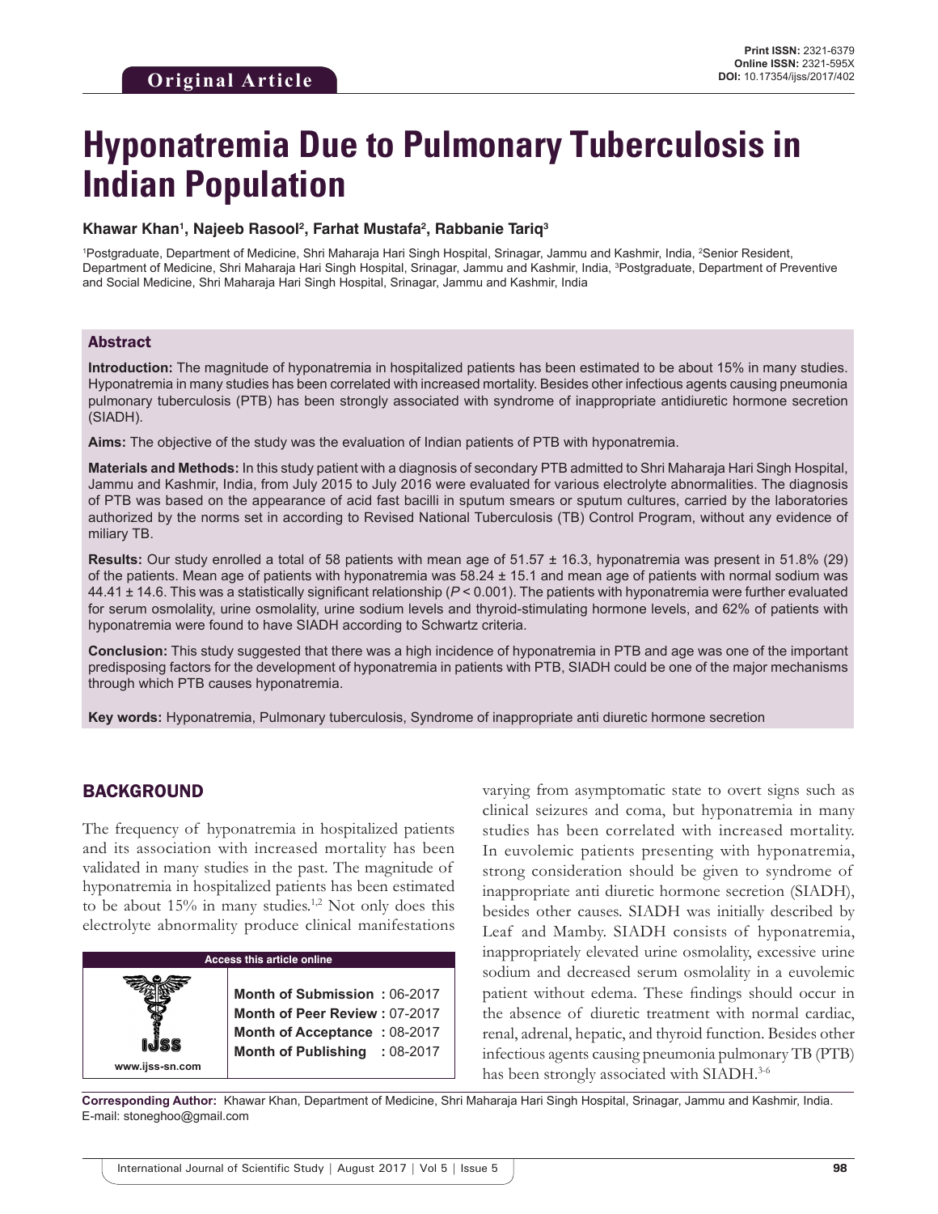Original Article

# Hyponatremia Due to Pulmonary Tuberculosis in Indian Population

**Khawar Khan[1], Najeeb Rasool[2], Farhat Mustafa[2], Rabbanie Tariq[3]**

[1]Postgraduate, Department of Medicine, Shri Maharaja Hari Singh Hospital, Srinagar, Jammu and Kashmir, India, [2]Senior Resident, Department of Medicine, Shri Maharaja Hari Singh Hospital, Srinagar, Jammu and Kashmir, India, [3]Postgraduate, Department of Preventive and Social Medicine, Shri Maharaja Hari Singh Hospital, Srinagar, Jammu and Kashmir, India

## Abstract

**Introduction:** The magnitude of hyponatremia in hospitalized patients has been estimated to be about 15% in many studies. Hyponatremia in many studies has been correlated with increased mortality. Besides other infectious agents causing pneumonia pulmonary tuberculosis (PTB) has been strongly associated with syndrome of inappropriate antidiuretic hormone secretion (SIADH).

**Aims:** The objective of the study was the evaluation of Indian patients of PTB with hyponatremia.

**Materials and Methods:** In this study patient with a diagnosis of secondary PTB admitted to Shri Maharaja Hari Singh Hospital, Jammu and Kashmir, India, from July 2015 to July 2016 were evaluated for various electrolyte abnormalities. The diagnosis of PTB was based on the appearance of acid fast bacilli in sputum smears or sputum cultures, carried by the laboratories authorized by the norms set in according to Revised National Tuberculosis (TB) Control Program, without any evidence of miliary TB.

**Results:** Our study enrolled a total of 58 patients with mean age of 51.57 ± 16.3, hyponatremia was present in 51.8% (29) of the patients. Mean age of patients with hyponatremia was 58.24 ± 15.1 and mean age of patients with normal sodium was 44.41 ± 14.6. This was a statistically significant relationship ($P < 0.001$). The patients with hyponatremia were further evaluated for serum osmolality, urine osmolality, urine sodium levels and thyroid-stimulating hormone levels, and 62% of patients with hyponatremia were found to have SIADH according to Schwartz criteria.

**Conclusion:** This study suggested that there was a high incidence of hyponatremia in PTB and age was one of the important predisposing factors for the development of hyponatremia in patients with PTB, SIADH could be one of the major mechanisms through which PTB causes hyponatremia.

**Key words:** Hyponatremia, Pulmonary tuberculosis, Syndrome of inappropriate anti diuretic hormone secretion

## BACKGROUND

The frequency of hyponatremia in hospitalized patients and its association with increased mortality has been validated in many studies in the past. The magnitude of hyponatremia in hospitalized patients has been estimated to be about 15% in many studies.[1,2] Not only does this electrolyte abnormality produce clinical manifestations varying from asymptomatic state to overt signs such as clinical seizures and coma, but hyponatremia in many studies has been correlated with increased mortality. In euvolemic patients presenting with hyponatremia, strong consideration should be given to syndrome of inappropriate anti diuretic hormone secretion (SIADH), besides other causes. SIADH was initially described by Leaf and Mamby. SIADH consists of hyponatremia, inappropriately elevated urine osmolality, excessive urine sodium and decreased serum osmolality in a euvolemic patient without edema. These findings should occur in the absence of diuretic treatment with normal cardiac, renal, adrenal, hepatic, and thyroid function. Besides other infectious agents causing pneumonia pulmonary TB (PTB) has been strongly associated with SIADH.[3-6]

| Access this article online | |
|---|---|
| www.ijss-sn.com | **Month of Submission :** 06-2017<br>**Month of Peer Review :** 07-2017<br>**Month of Acceptance :** 08-2017<br>**Month of Publishing :** 08-2017 |

**Corresponding Author:** Khawar Khan, Department of Medicine, Shri Maharaja Hari Singh Hospital, Srinagar, Jammu and Kashmir, India. E-mail: stoneghoo@gmail.com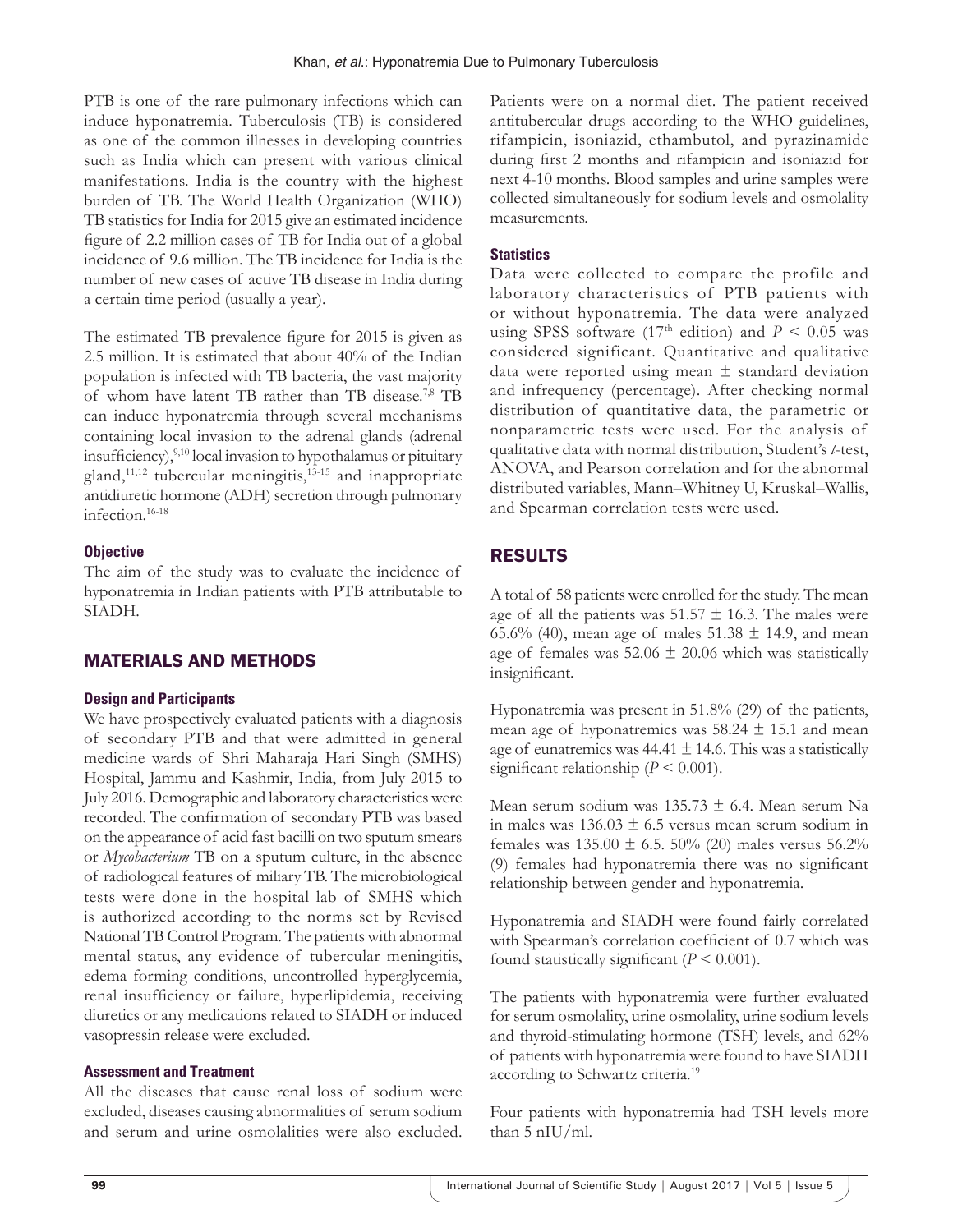PTB is one of the rare pulmonary infections which can induce hyponatremia. Tuberculosis (TB) is considered as one of the common illnesses in developing countries such as India which can present with various clinical manifestations. India is the country with the highest burden of TB. The World Health Organization (WHO) TB statistics for India for 2015 give an estimated incidence figure of 2.2 million cases of TB for India out of a global incidence of 9.6 million. The TB incidence for India is the number of new cases of active TB disease in India during a certain time period (usually a year).

The estimated TB prevalence figure for 2015 is given as 2.5 million. It is estimated that about 40% of the Indian population is infected with TB bacteria, the vast majority of whom have latent TB rather than TB disease.[7,8] TB can induce hyponatremia through several mechanisms containing local invasion to the adrenal glands (adrenal insufficiency),[9,10] local invasion to hypothalamus or pituitary gland,[11,12] tubercular meningitis,[13-15] and inappropriate antidiuretic hormone (ADH) secretion through pulmonary infection.[16-18]

### Objective

The aim of the study was to evaluate the incidence of hyponatremia in Indian patients with PTB attributable to SIADH.

## MATERIALS AND METHODS

### Design and Participants

We have prospectively evaluated patients with a diagnosis of secondary PTB and that were admitted in general medicine wards of Shri Maharaja Hari Singh (SMHS) Hospital, Jammu and Kashmir, India, from July 2015 to July 2016. Demographic and laboratory characteristics were recorded. The confirmation of secondary PTB was based on the appearance of acid fast bacilli on two sputum smears or *Mycobacterium* TB on a sputum culture, in the absence of radiological features of miliary TB. The microbiological tests were done in the hospital lab of SMHS which is authorized according to the norms set by Revised National TB Control Program. The patients with abnormal mental status, any evidence of tubercular meningitis, edema forming conditions, uncontrolled hyperglycemia, renal insufficiency or failure, hyperlipidemia, receiving diuretics or any medications related to SIADH or induced vasopressin release were excluded.

### Assessment and Treatment

All the diseases that cause renal loss of sodium were excluded, diseases causing abnormalities of serum sodium and serum and urine osmolalities were also excluded. Patients were on a normal diet. The patient received antitubercular drugs according to the WHO guidelines, rifampicin, isoniazid, ethambutol, and pyrazinamide during first 2 months and rifampicin and isoniazid for next 4-10 months. Blood samples and urine samples were collected simultaneously for sodium levels and osmolality measurements.

### Statistics

Data were collected to compare the profile and laboratory characteristics of PTB patients with or without hyponatremia. The data were analyzed using SPSS software (17th edition) and $P < 0.05$ was considered significant. Quantitative and qualitative data were reported using mean ± standard deviation and infrequency (percentage). After checking normal distribution of quantitative data, the parametric or nonparametric tests were used. For the analysis of qualitative data with normal distribution, Student's *t*-test, ANOVA, and Pearson correlation and for the abnormal distributed variables, Mann–Whitney U, Kruskal–Wallis, and Spearman correlation tests were used.

## RESULTS

A total of 58 patients were enrolled for the study. The mean age of all the patients was 51.57 ± 16.3. The males were 65.6% (40), mean age of males 51.38 ± 14.9, and mean age of females was 52.06 ± 20.06 which was statistically insignificant.

Hyponatremia was present in 51.8% (29) of the patients, mean age of hyponatremics was 58.24 ± 15.1 and mean age of eunatremics was 44.41 ± 14.6. This was a statistically significant relationship ($P < 0.001$).

Mean serum sodium was 135.73 ± 6.4. Mean serum Na in males was 136.03 ± 6.5 versus mean serum sodium in females was 135.00 ± 6.5. 50% (20) males versus 56.2% (9) females had hyponatremia there was no significant relationship between gender and hyponatremia.

Hyponatremia and SIADH were found fairly correlated with Spearman's correlation coefficient of 0.7 which was found statistically significant ($P < 0.001$).

The patients with hyponatremia were further evaluated for serum osmolality, urine osmolality, urine sodium levels and thyroid-stimulating hormone (TSH) levels, and 62% of patients with hyponatremia were found to have SIADH according to Schwartz criteria.[19]

Four patients with hyponatremia had TSH levels more than 5 nIU/ml.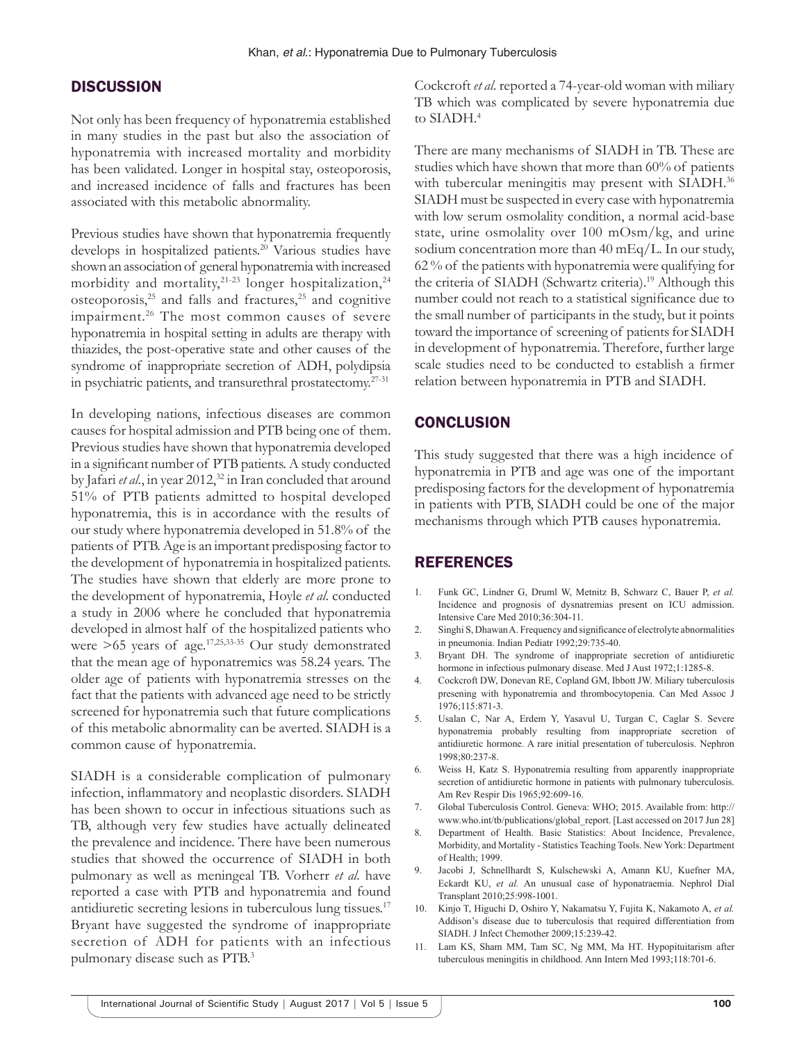## DISCUSSION

Not only has been frequency of hyponatremia established in many studies in the past but also the association of hyponatremia with increased mortality and morbidity has been validated. Longer in hospital stay, osteoporosis, and increased incidence of falls and fractures has been associated with this metabolic abnormality.

Previous studies have shown that hyponatremia frequently develops in hospitalized patients.[20] Various studies have shown an association of general hyponatremia with increased morbidity and mortality,[21-23] longer hospitalization,[24] osteoporosis,[25] and falls and fractures,[25] and cognitive impairment.[26] The most common causes of severe hyponatremia in hospital setting in adults are therapy with thiazides, the post-operative state and other causes of the syndrome of inappropriate secretion of ADH, polydipsia in psychiatric patients, and transurethral prostatectomy.[27-31]

In developing nations, infectious diseases are common causes for hospital admission and PTB being one of them. Previous studies have shown that hyponatremia developed in a significant number of PTB patients. A study conducted by Jafari *et al.*, in year 2012,[32] in Iran concluded that around 51% of PTB patients admitted to hospital developed hyponatremia, this is in accordance with the results of our study where hyponatremia developed in 51.8% of the patients of PTB. Age is an important predisposing factor to the development of hyponatremia in hospitalized patients. The studies have shown that elderly are more prone to the development of hyponatremia, Hoyle *et al.* conducted a study in 2006 where he concluded that hyponatremia developed in almost half of the hospitalized patients who were >65 years of age.[17,25,33-35] Our study demonstrated that the mean age of hyponatremics was 58.24 years. The older age of patients with hyponatremia stresses on the fact that the patients with advanced age need to be strictly screened for hyponatremia such that future complications of this metabolic abnormality can be averted. SIADH is a common cause of hyponatremia.

SIADH is a considerable complication of pulmonary infection, inflammatory and neoplastic disorders. SIADH has been shown to occur in infectious situations such as TB, although very few studies have actually delineated the prevalence and incidence. There have been numerous studies that showed the occurrence of SIADH in both pulmonary as well as meningeal TB. Vorherr *et al.* have reported a case with PTB and hyponatremia and found antidiuretic secreting lesions in tuberculous lung tissues.[17] Bryant have suggested the syndrome of inappropriate secretion of ADH for patients with an infectious pulmonary disease such as PTB.[3]

Cockcroft *et al.* reported a 74-year-old woman with miliary TB which was complicated by severe hyponatremia due to SIADH.[4]

There are many mechanisms of SIADH in TB. These are studies which have shown that more than 60% of patients with tubercular meningitis may present with SIADH.[36] SIADH must be suspected in every case with hyponatremia with low serum osmolality condition, a normal acid-base state, urine osmolality over 100 mOsm/kg, and urine sodium concentration more than 40 mEq/L. In our study, 62 % of the patients with hyponatremia were qualifying for the criteria of SIADH (Schwartz criteria).[19] Although this number could not reach to a statistical significance due to the small number of participants in the study, but it points toward the importance of screening of patients for SIADH in development of hyponatremia. Therefore, further large scale studies need to be conducted to establish a firmer relation between hyponatremia in PTB and SIADH.

## CONCLUSION

This study suggested that there was a high incidence of hyponatremia in PTB and age was one of the important predisposing factors for the development of hyponatremia in patients with PTB, SIADH could be one of the major mechanisms through which PTB causes hyponatremia.

## REFERENCES

1. Funk GC, Lindner G, Druml W, Metnitz B, Schwarz C, Bauer P, *et al.* Incidence and prognosis of dysnatremias present on ICU admission. Intensive Care Med 2010;36:304-11.
2. Singhi S, Dhawan A. Frequency and significance of electrolyte abnormalities in pneumonia. Indian Pediatr 1992;29:735-40.
3. Bryant DH. The syndrome of inappropriate secretion of antidiuretic hormone in infectious pulmonary disease. Med J Aust 1972;1:1285-8.
4. Cockcroft DW, Donevan RE, Copland GM, Ibbott JW. Miliary tuberculosis presening with hyponatremia and thrombocytopenia. Can Med Assoc J 1976;115:871-3.
5. Usalan C, Nar A, Erdem Y, Yasavul U, Turgan C, Caglar S. Severe hyponatremia probably resulting from inappropriate secretion of antidiuretic hormone. A rare initial presentation of tuberculosis. Nephron 1998;80:237-8.
6. Weiss H, Katz S. Hyponatremia resulting from apparently inappropriate secretion of antidiuretic hormone in patients with pulmonary tuberculosis. Am Rev Respir Dis 1965;92:609-16.
7. Global Tuberculosis Control. Geneva: WHO; 2015. Available from: http://www.who.int/tb/publications/global_report. [Last accessed on 2017 Jun 28]
8. Department of Health. Basic Statistics: About Incidence, Prevalence, Morbidity, and Mortality - Statistics Teaching Tools. New York: Department of Health; 1999.
9. Jacobi J, Schnellhardt S, Kulschewski A, Amann KU, Kuefner MA, Eckardt KU, *et al.* An unusual case of hyponatraemia. Nephrol Dial Transplant 2010;25:998-1001.
10. Kinjo T, Higuchi D, Oshiro Y, Nakamatsu Y, Fujita K, Nakamoto A, *et al.* Addison's disease due to tuberculosis that required differentiation from SIADH. J Infect Chemother 2009;15:239-42.
11. Lam KS, Sham MM, Tam SC, Ng MM, Ma HT. Hypopituitarism after tuberculous meningitis in childhood. Ann Intern Med 1993;118:701-6.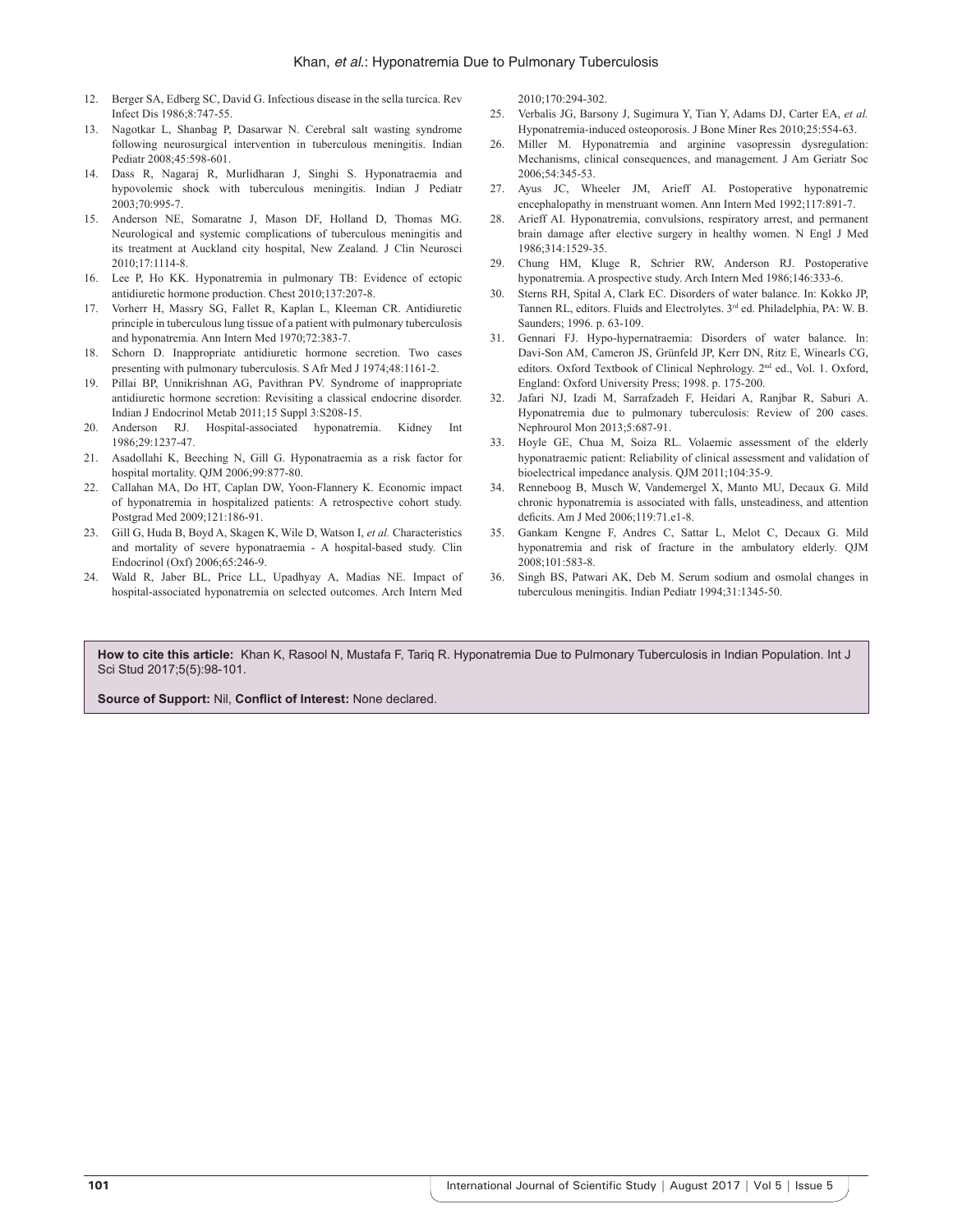12. Berger SA, Edberg SC, David G. Infectious disease in the sella turcica. Rev Infect Dis 1986;8:747-55.
13. Nagotkar L, Shanbag P, Dasarwar N. Cerebral salt wasting syndrome following neurosurgical intervention in tuberculous meningitis. Indian Pediatr 2008;45:598-601.
14. Dass R, Nagaraj R, Murlidharan J, Singhi S. Hyponatraemia and hypovolemic shock with tuberculous meningitis. Indian J Pediatr 2003;70:995-7.
15. Anderson NE, Somaratne J, Mason DF, Holland D, Thomas MG. Neurological and systemic complications of tuberculous meningitis and its treatment at Auckland city hospital, New Zealand. J Clin Neurosci 2010;17:1114-8.
16. Lee P, Ho KK. Hyponatremia in pulmonary TB: Evidence of ectopic antidiuretic hormone production. Chest 2010;137:207-8.
17. Vorherr H, Massry SG, Fallet R, Kaplan L, Kleeman CR. Antidiuretic principle in tuberculous lung tissue of a patient with pulmonary tuberculosis and hyponatremia. Ann Intern Med 1970;72:383-7.
18. Schorn D. Inappropriate antidiuretic hormone secretion. Two cases presenting with pulmonary tuberculosis. S Afr Med J 1974;48:1161-2.
19. Pillai BP, Unnikrishnan AG, Pavithran PV. Syndrome of inappropriate antidiuretic hormone secretion: Revisiting a classical endocrine disorder. Indian J Endocrinol Metab 2011;15 Suppl 3:S208-15.
20. Anderson RJ. Hospital-associated hyponatremia. Kidney Int 1986;29:1237-47.
21. Asadollahi K, Beeching N, Gill G. Hyponatraemia as a risk factor for hospital mortality. QJM 2006;99:877-80.
22. Callahan MA, Do HT, Caplan DW, Yoon-Flannery K. Economic impact of hyponatremia in hospitalized patients: A retrospective cohort study. Postgrad Med 2009;121:186-91.
23. Gill G, Huda B, Boyd A, Skagen K, Wile D, Watson I, *et al.* Characteristics and mortality of severe hyponatraemia - A hospital-based study. Clin Endocrinol (Oxf) 2006;65:246-9.
24. Wald R, Jaber BL, Price LL, Upadhyay A, Madias NE. Impact of hospital-associated hyponatremia on selected outcomes. Arch Intern Med 2010;170:294-302.
25. Verbalis JG, Barsony J, Sugimura Y, Tian Y, Adams DJ, Carter EA, *et al.* Hyponatremia-induced osteoporosis. J Bone Miner Res 2010;25:554-63.
26. Miller M. Hyponatremia and arginine vasopressin dysregulation: Mechanisms, clinical consequences, and management. J Am Geriatr Soc 2006;54:345-53.
27. Ayus JC, Wheeler JM, Arieff AI. Postoperative hyponatremic encephalopathy in menstruant women. Ann Intern Med 1992;117:891-7.
28. Arieff AI. Hyponatremia, convulsions, respiratory arrest, and permanent brain damage after elective surgery in healthy women. N Engl J Med 1986;314:1529-35.
29. Chung HM, Kluge R, Schrier RW, Anderson RJ. Postoperative hyponatremia. A prospective study. Arch Intern Med 1986;146:333-6.
30. Sterns RH, Spital A, Clark EC. Disorders of water balance. In: Kokko JP, Tannen RL, editors. Fluids and Electrolytes. 3rd ed. Philadelphia, PA: W. B. Saunders; 1996. p. 63-109.
31. Gennari FJ. Hypo-hypernatraemia: Disorders of water balance. In: Davi-Son AM, Cameron JS, Grünfeld JP, Kerr DN, Ritz E, Winearls CG, editors. Oxford Textbook of Clinical Nephrology. 2nd ed., Vol. 1. Oxford, England: Oxford University Press; 1998. p. 175-200.
32. Jafari NJ, Izadi M, Sarrafzadeh F, Heidari A, Ranjbar R, Saburi A. Hyponatremia due to pulmonary tuberculosis: Review of 200 cases. Nephrourol Mon 2013;5:687-91.
33. Hoyle GE, Chua M, Soiza RL. Volaemic assessment of the elderly hyponatraemic patient: Reliability of clinical assessment and validation of bioelectrical impedance analysis. QJM 2011;104:35-9.
34. Renneboog B, Musch W, Vandemergel X, Manto MU, Decaux G. Mild chronic hyponatremia is associated with falls, unsteadiness, and attention deficits. Am J Med 2006;119:71.e1-8.
35. Gankam Kengne F, Andres C, Sattar L, Melot C, Decaux G. Mild hyponatremia and risk of fracture in the ambulatory elderly. QJM 2008;101:583-8.
36. Singh BS, Patwari AK, Deb M. Serum sodium and osmolal changes in tuberculous meningitis. Indian Pediatr 1994;31:1345-50.

**How to cite this article:** Khan K, Rasool N, Mustafa F, Tariq R. Hyponatremia Due to Pulmonary Tuberculosis in Indian Population. Int J Sci Stud 2017;5(5):98-101.

**Source of Support:** Nil, **Conflict of Interest:** None declared.